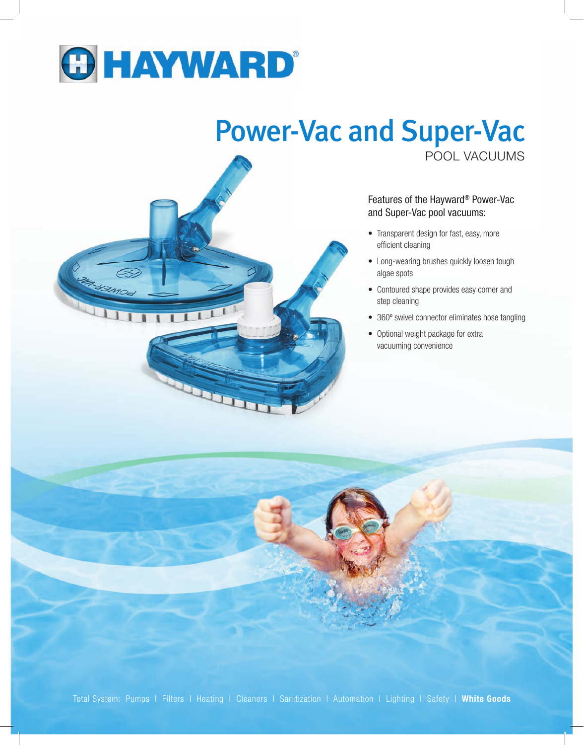# HAYWARD®

# Power-Vac and Super-Vac

## POOL VACUUMS

Features of the Hayward® Power-Vac and Super-Vac pool vacuums:

- Transparent design for fast, easy, more efficient cleaning
- Long-wearing brushes quickly loosen tough algae spots
- Contoured shape provides easy corner and step cleaning
- 360º swivel connector eliminates hose tangling
- Optional weight package for extra vacuuming convenience

Total System: Pumps I Filters I Heating I Cleaners I Sanitization I Automation I Lighting I Safety I **White Goods**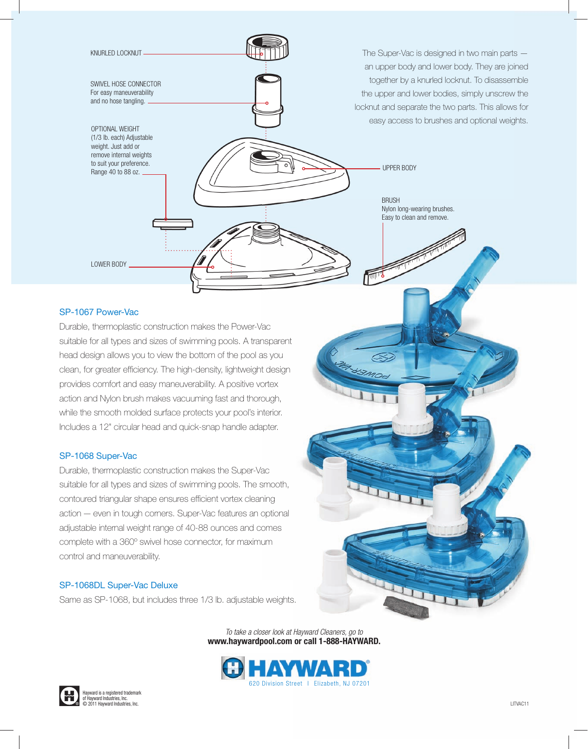KNURLED LOCKNUT

SWIVEL HOSE CONNECTOR
For easy maneuverability and no hose tangling.

OPTIONAL WEIGHT
(1/3 lb. each) Adjustable weight. Just add or remove internal weights to suit your preference. Range 40 to 88 oz.

LOWER BODY

The Super-Vac is designed in two main parts — an upper body and lower body. They are joined together by a knurled locknut. To disassemble the upper and lower bodies, simply unscrew the locknut and separate the two parts. This allows for easy access to brushes and optional weights.

UPPER BODY

BRUSH
Nylon long-wearing brushes. Easy to clean and remove.

## SP-1067 Power-Vac

Durable, thermoplastic construction makes the Power-Vac suitable for all types and sizes of swimming pools. A transparent head design allows you to view the bottom of the pool as you clean, for greater efficiency. The high-density, lightweight design provides comfort and easy maneuverability. A positive vortex action and Nylon brush makes vacuuming fast and thorough, while the smooth molded surface protects your pool's interior. Includes a 12" circular head and quick-snap handle adapter.

## SP-1068 Super-Vac

Durable, thermoplastic construction makes the Super-Vac suitable for all types and sizes of swimming pools. The smooth, contoured triangular shape ensures efficient vortex cleaning action — even in tough corners. Super-Vac features an optional adjustable internal weight range of 40-88 ounces and comes complete with a 360º swivel hose connector, for maximum control and maneuverability.

## SP-1068DL Super-Vac Deluxe

Same as SP-1068, but includes three 1/3 lb. adjustable weights.

*To take a closer look at Hayward Cleaners, go to*
**www.haywardpool.com or call 1-888-HAYWARD.**

HAYWARD®
620 Division Street | Elizabeth, NJ 07201

Hayward is a registered trademark of Hayward Industries, Inc.
© 2011 Hayward Industries, Inc.

LITVAC11